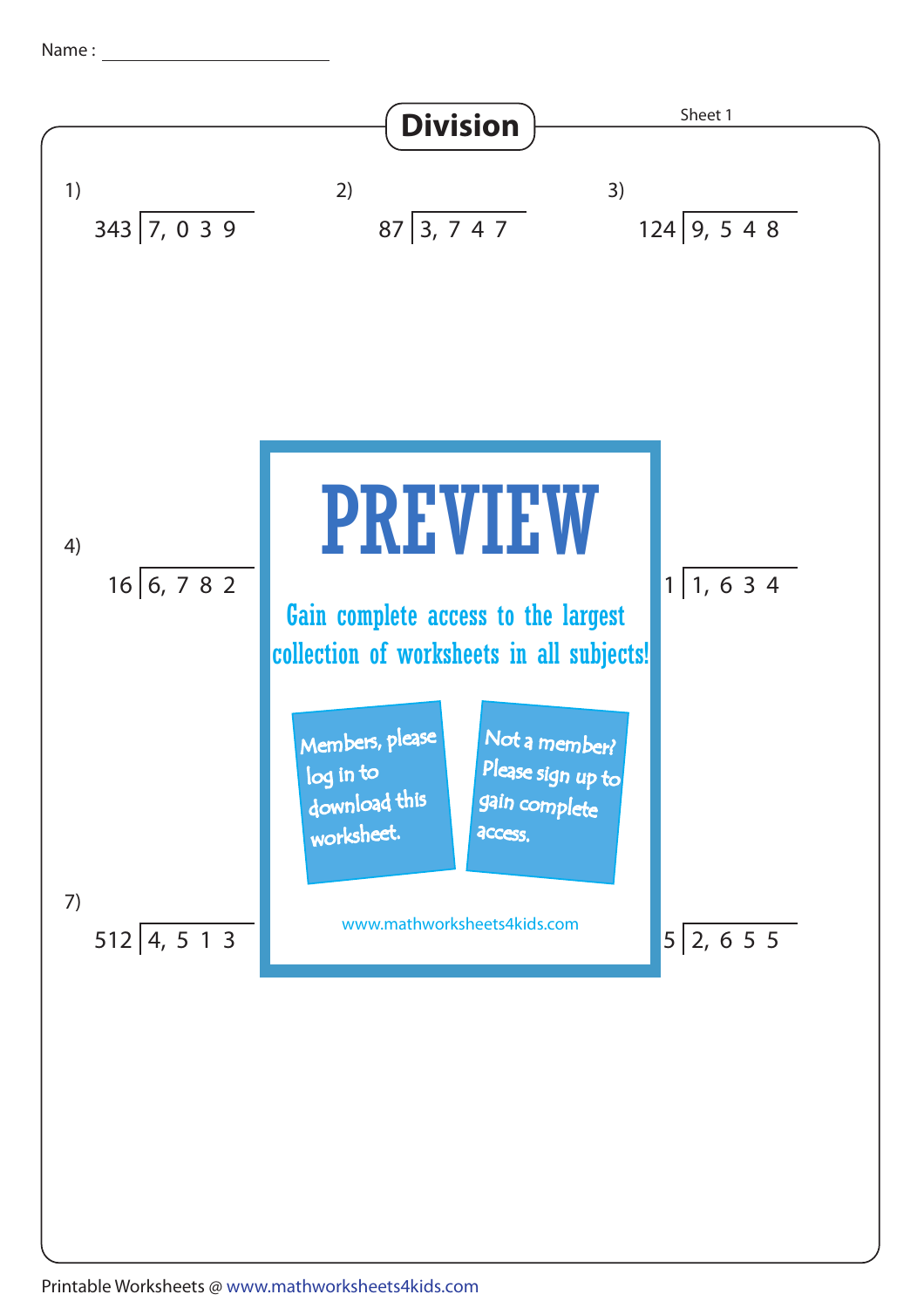Name : ______________________

# Division

Sheet 1

1) 343 ) 7, 0 3 9

2) 87 ) 3, 7 4 7

3) 124 ) 9, 5 4 8

4) 16 ) 6, 7 8 2

1 ) 1, 6 3 4

7) 512 ) 4, 5 1 3

5 ) 2, 6 5 5

PREVIEW

Gain complete access to the largest collection of worksheets in all subjects!

Members, please log in to download this worksheet.

Not a member? Please sign up to gain complete access.

www.mathworksheets4kids.com

Printable Worksheets @ www.mathworksheets4kids.com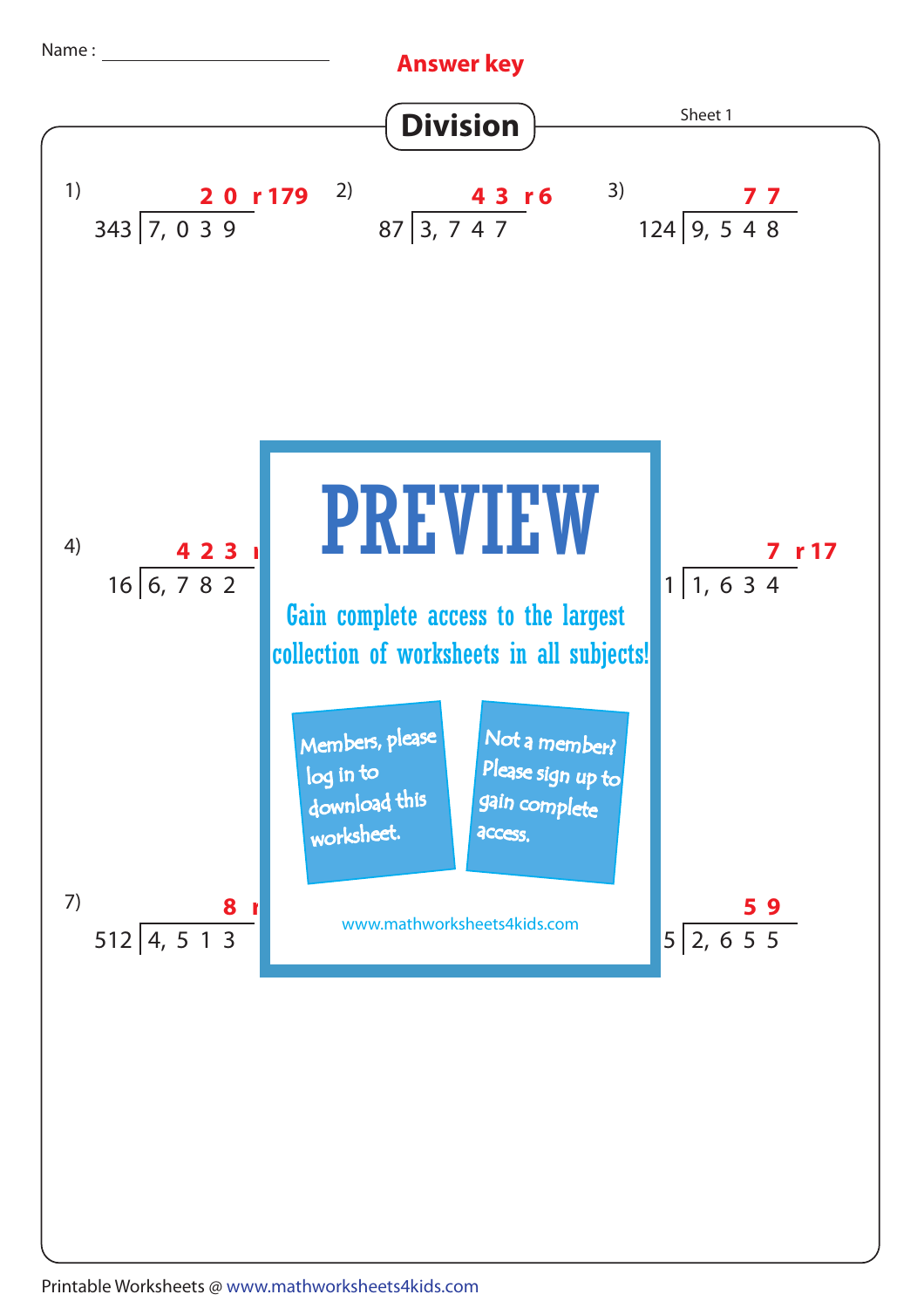Name : ____________________

**Answer key**

# Division

Sheet 1

1) $343 \overline{)7,039}$ — **20 r179**

2) $87 \overline{)3,747}$ — **43 r6**

3) $124 \overline{)9,548}$ — **77**

4) $16 \overline{)6,782}$ — **423 r**

PREVIEW

Gain complete access to the largest collection of worksheets in all subjects!

Members, please log in to download this worksheet.

Not a member? Please sign up to gain complete access.

www.mathworksheets4kids.com

1 | 1, 6 3 4 — **7 r17**

7) $512 \overline{)4,513}$ — **8 r**

5 | 2, 6 5 5 — **59**

Printable Worksheets @ www.mathworksheets4kids.com